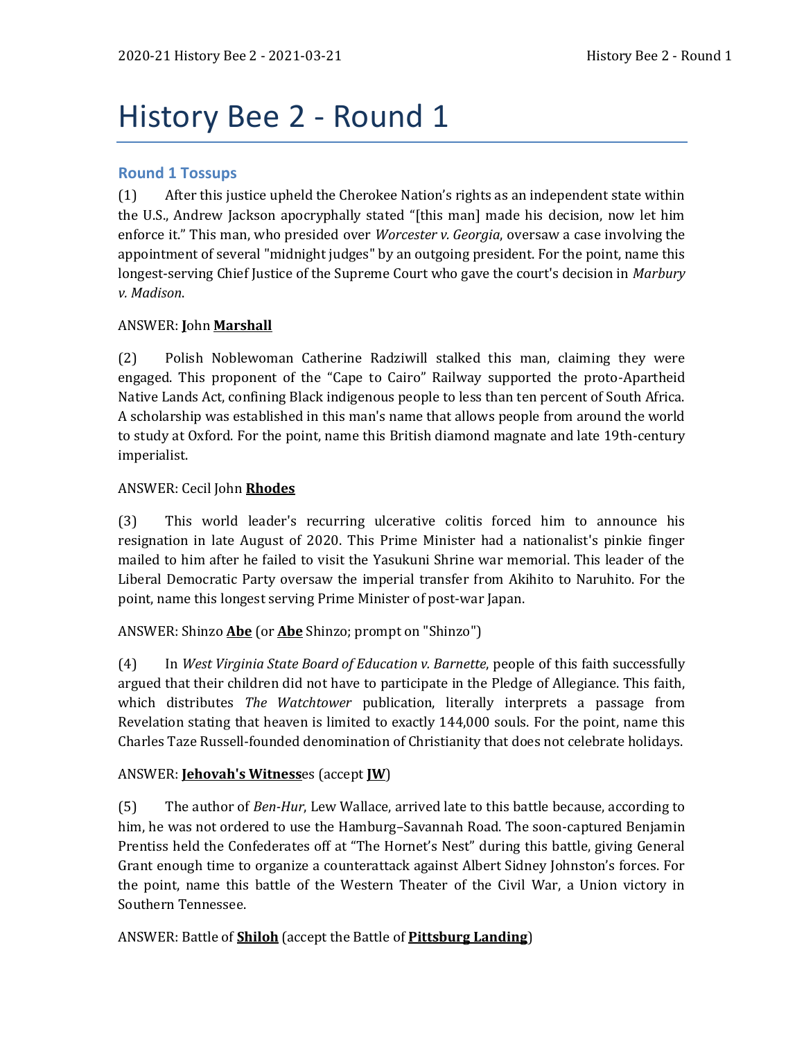# History Bee 2 - Round 1

### Round 1 Tossups

(1) After this justice upheld the Cherokee Nation's rights as an independent state within the U.S., Andrew Jackson apocryphally stated "[this man] made his decision, now let him enforce it." This man, who presided over *Worcester v. Georgia*, oversaw a case involving the appointment of several "midnight judges" by an outgoing president. For the point, name this longest-serving Chief Justice of the Supreme Court who gave the court's decision in *Marbury v. Madison*.

ANSWER: **J**ohn **Marshall**

(2) Polish Noblewoman Catherine Radziwill stalked this man, claiming they were engaged. This proponent of the "Cape to Cairo" Railway supported the proto-Apartheid Native Lands Act, confining Black indigenous people to less than ten percent of South Africa. A scholarship was established in this man's name that allows people from around the world to study at Oxford. For the point, name this British diamond magnate and late 19th-century imperialist.

ANSWER: Cecil John **Rhodes**

(3) This world leader's recurring ulcerative colitis forced him to announce his resignation in late August of 2020. This Prime Minister had a nationalist's pinkie finger mailed to him after he failed to visit the Yasukuni Shrine war memorial. This leader of the Liberal Democratic Party oversaw the imperial transfer from Akihito to Naruhito. For the point, name this longest serving Prime Minister of post-war Japan.

ANSWER: Shinzo **Abe** (or **Abe** Shinzo; prompt on "Shinzo")

(4) In *West Virginia State Board of Education v. Barnette*, people of this faith successfully argued that their children did not have to participate in the Pledge of Allegiance. This faith, which distributes *The Watchtower* publication, literally interprets a passage from Revelation stating that heaven is limited to exactly 144,000 souls. For the point, name this Charles Taze Russell-founded denomination of Christianity that does not celebrate holidays.

ANSWER: **Jehovah's Witness**es (accept **JW**)

(5) The author of *Ben-Hur*, Lew Wallace, arrived late to this battle because, according to him, he was not ordered to use the Hamburg–Savannah Road. The soon-captured Benjamin Prentiss held the Confederates off at "The Hornet's Nest" during this battle, giving General Grant enough time to organize a counterattack against Albert Sidney Johnston's forces. For the point, name this battle of the Western Theater of the Civil War, a Union victory in Southern Tennessee.

ANSWER: Battle of **Shiloh** (accept the Battle of **Pittsburg Landing**)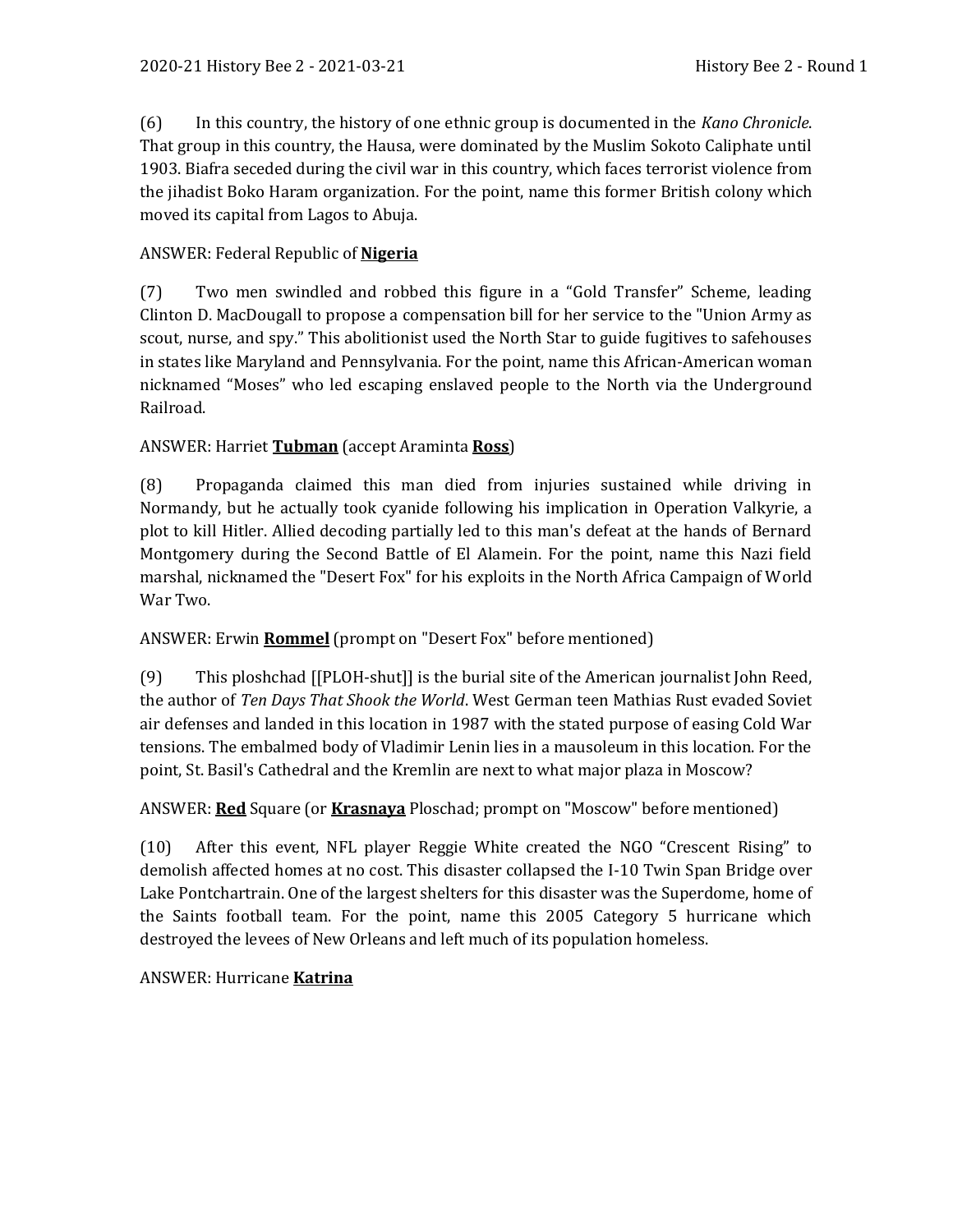(6) In this country, the history of one ethnic group is documented in the *Kano Chronicle*. That group in this country, the Hausa, were dominated by the Muslim Sokoto Caliphate until 1903. Biafra seceded during the civil war in this country, which faces terrorist violence from the jihadist Boko Haram organization. For the point, name this former British colony which moved its capital from Lagos to Abuja.

ANSWER: Federal Republic of **Nigeria**

(7) Two men swindled and robbed this figure in a "Gold Transfer" Scheme, leading Clinton D. MacDougall to propose a compensation bill for her service to the "Union Army as scout, nurse, and spy." This abolitionist used the North Star to guide fugitives to safehouses in states like Maryland and Pennsylvania. For the point, name this African-American woman nicknamed "Moses" who led escaping enslaved people to the North via the Underground Railroad.

ANSWER: Harriet **Tubman** (accept Araminta **Ross**)

(8) Propaganda claimed this man died from injuries sustained while driving in Normandy, but he actually took cyanide following his implication in Operation Valkyrie, a plot to kill Hitler. Allied decoding partially led to this man's defeat at the hands of Bernard Montgomery during the Second Battle of El Alamein. For the point, name this Nazi field marshal, nicknamed the "Desert Fox" for his exploits in the North Africa Campaign of World War Two.

ANSWER: Erwin **Rommel** (prompt on "Desert Fox" before mentioned)

(9) This ploshchad [[PLOH-shut]] is the burial site of the American journalist John Reed, the author of *Ten Days That Shook the World*. West German teen Mathias Rust evaded Soviet air defenses and landed in this location in 1987 with the stated purpose of easing Cold War tensions. The embalmed body of Vladimir Lenin lies in a mausoleum in this location. For the point, St. Basil's Cathedral and the Kremlin are next to what major plaza in Moscow?

ANSWER: **Red** Square (or **Krasnaya** Ploschad; prompt on "Moscow" before mentioned)

(10) After this event, NFL player Reggie White created the NGO "Crescent Rising" to demolish affected homes at no cost. This disaster collapsed the I-10 Twin Span Bridge over Lake Pontchartrain. One of the largest shelters for this disaster was the Superdome, home of the Saints football team. For the point, name this 2005 Category 5 hurricane which destroyed the levees of New Orleans and left much of its population homeless.

ANSWER: Hurricane **Katrina**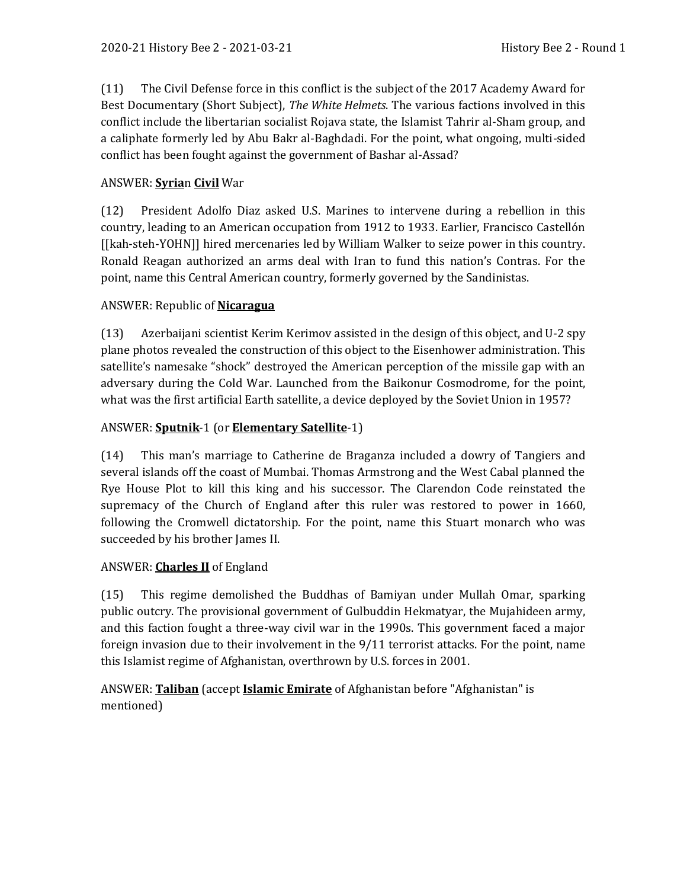(11) The Civil Defense force in this conflict is the subject of the 2017 Academy Award for Best Documentary (Short Subject), *The White Helmets*. The various factions involved in this conflict include the libertarian socialist Rojava state, the Islamist Tahrir al-Sham group, and a caliphate formerly led by Abu Bakr al-Baghdadi. For the point, what ongoing, multi-sided conflict has been fought against the government of Bashar al-Assad?

ANSWER: **<u>Syria</u>**n **<u>Civil</u>** War

(12) President Adolfo Diaz asked U.S. Marines to intervene during a rebellion in this country, leading to an American occupation from 1912 to 1933. Earlier, Francisco Castellón [[kah-steh-YOHN]] hired mercenaries led by William Walker to seize power in this country. Ronald Reagan authorized an arms deal with Iran to fund this nation's Contras. For the point, name this Central American country, formerly governed by the Sandinistas.

ANSWER: Republic of **<u>Nicaragua</u>**

(13) Azerbaijani scientist Kerim Kerimov assisted in the design of this object, and U-2 spy plane photos revealed the construction of this object to the Eisenhower administration. This satellite's namesake "shock" destroyed the American perception of the missile gap with an adversary during the Cold War. Launched from the Baikonur Cosmodrome, for the point, what was the first artificial Earth satellite, a device deployed by the Soviet Union in 1957?

ANSWER: **<u>Sputnik</u>**-1 (or **<u>Elementary Satellite</u>**-1)

(14) This man's marriage to Catherine de Braganza included a dowry of Tangiers and several islands off the coast of Mumbai. Thomas Armstrong and the West Cabal planned the Rye House Plot to kill this king and his successor. The Clarendon Code reinstated the supremacy of the Church of England after this ruler was restored to power in 1660, following the Cromwell dictatorship. For the point, name this Stuart monarch who was succeeded by his brother James II.

ANSWER: **<u>Charles II</u>** of England

(15) This regime demolished the Buddhas of Bamiyan under Mullah Omar, sparking public outcry. The provisional government of Gulbuddin Hekmatyar, the Mujahideen army, and this faction fought a three-way civil war in the 1990s. This government faced a major foreign invasion due to their involvement in the 9/11 terrorist attacks. For the point, name this Islamist regime of Afghanistan, overthrown by U.S. forces in 2001.

ANSWER: **<u>Taliban</u>** (accept **<u>Islamic Emirate</u>** of Afghanistan before "Afghanistan" is mentioned)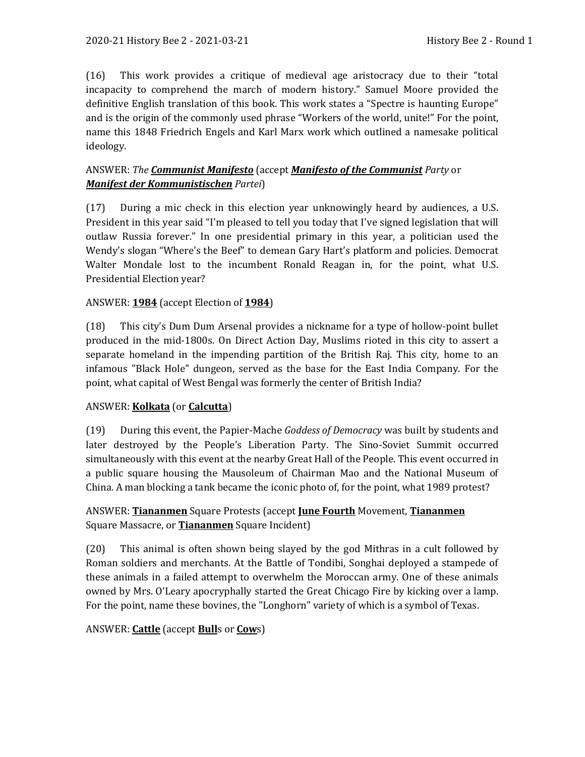(16) This work provides a critique of medieval age aristocracy due to their "total incapacity to comprehend the march of modern history." Samuel Moore provided the definitive English translation of this book. This work states a "Spectre is haunting Europe" and is the origin of the commonly used phrase "Workers of the world, unite!" For the point, name this 1848 Friedrich Engels and Karl Marx work which outlined a namesake political ideology.

ANSWER: *The **Communist Manifesto*** (accept ***Manifesto of the Communist** Party* or ***Manifest der Kommunistischen** Partei*)

(17) During a mic check in this election year unknowingly heard by audiences, a U.S. President in this year said "I'm pleased to tell you today that I've signed legislation that will outlaw Russia forever." In one presidential primary in this year, a politician used the Wendy's slogan "Where's the Beef" to demean Gary Hart's platform and policies. Democrat Walter Mondale lost to the incumbent Ronald Reagan in, for the point, what U.S. Presidential Election year?

ANSWER: **1984** (accept Election of **1984**)

(18) This city's Dum Dum Arsenal provides a nickname for a type of hollow-point bullet produced in the mid-1800s. On Direct Action Day, Muslims rioted in this city to assert a separate homeland in the impending partition of the British Raj. This city, home to an infamous "Black Hole" dungeon, served as the base for the East India Company. For the point, what capital of West Bengal was formerly the center of British India?

ANSWER: **Kolkata** (or **Calcutta**)

(19) During this event, the Papier-Mache *Goddess of Democracy* was built by students and later destroyed by the People's Liberation Party. The Sino-Soviet Summit occurred simultaneously with this event at the nearby Great Hall of the People. This event occurred in a public square housing the Mausoleum of Chairman Mao and the National Museum of China. A man blocking a tank became the iconic photo of, for the point, what 1989 protest?

ANSWER: **Tiananmen** Square Protests (accept **June Fourth** Movement, **Tiananmen** Square Massacre, or **Tiananmen** Square Incident)

(20) This animal is often shown being slayed by the god Mithras in a cult followed by Roman soldiers and merchants. At the Battle of Tondibi, Songhai deployed a stampede of these animals in a failed attempt to overwhelm the Moroccan army. One of these animals owned by Mrs. O'Leary apocryphally started the Great Chicago Fire by kicking over a lamp. For the point, name these bovines, the "Longhorn" variety of which is a symbol of Texas.

ANSWER: **Cattle** (accept **Bull**s or **Cow**s)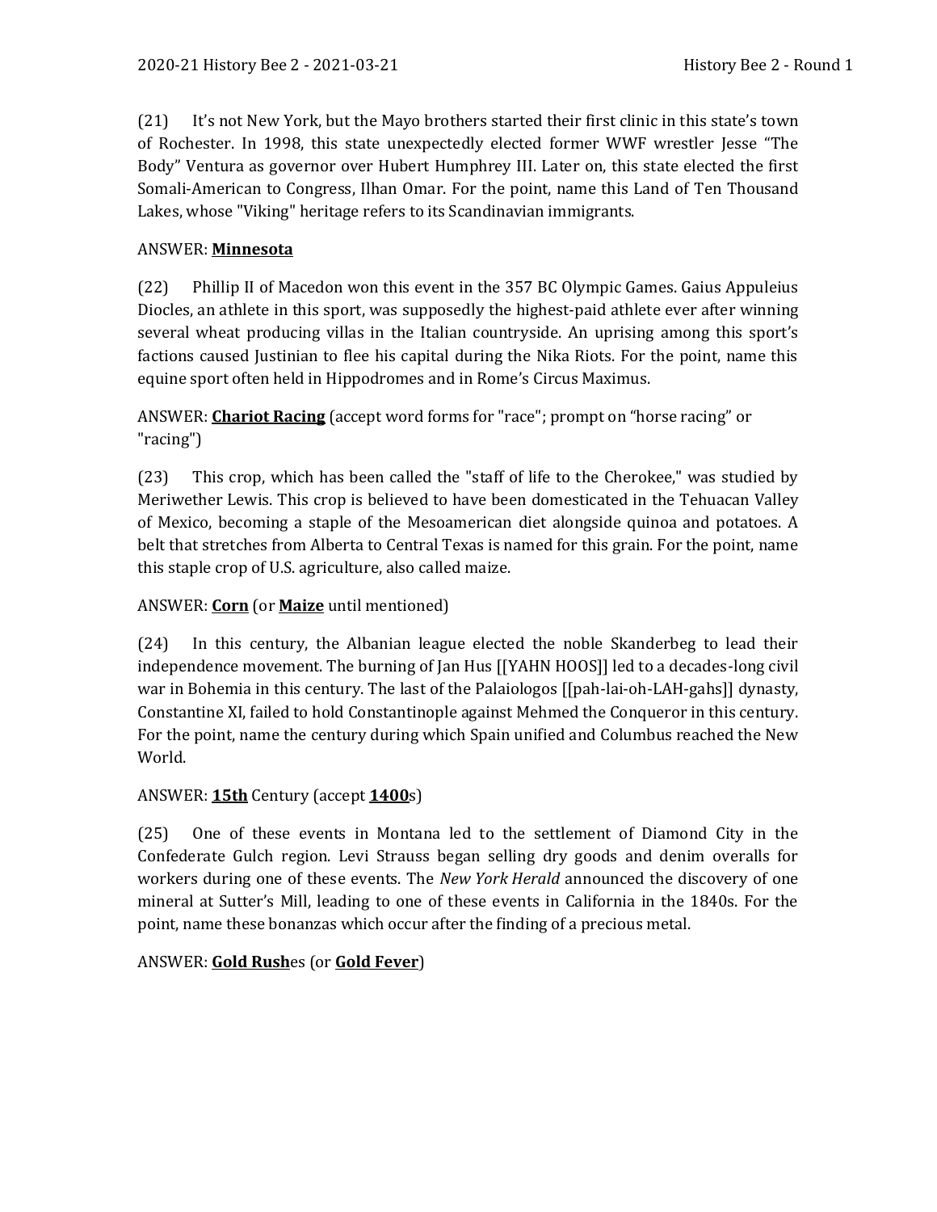(21) It's not New York, but the Mayo brothers started their first clinic in this state's town of Rochester. In 1998, this state unexpectedly elected former WWF wrestler Jesse "The Body" Ventura as governor over Hubert Humphrey III. Later on, this state elected the first Somali-American to Congress, Ilhan Omar. For the point, name this Land of Ten Thousand Lakes, whose "Viking" heritage refers to its Scandinavian immigrants.

ANSWER: **Minnesota**

(22) Phillip II of Macedon won this event in the 357 BC Olympic Games. Gaius Appuleius Diocles, an athlete in this sport, was supposedly the highest-paid athlete ever after winning several wheat producing villas in the Italian countryside. An uprising among this sport's factions caused Justinian to flee his capital during the Nika Riots. For the point, name this equine sport often held in Hippodromes and in Rome's Circus Maximus.

ANSWER: **Chariot Racing** (accept word forms for "race"; prompt on "horse racing" or "racing")

(23) This crop, which has been called the "staff of life to the Cherokee," was studied by Meriwether Lewis. This crop is believed to have been domesticated in the Tehuacan Valley of Mexico, becoming a staple of the Mesoamerican diet alongside quinoa and potatoes. A belt that stretches from Alberta to Central Texas is named for this grain. For the point, name this staple crop of U.S. agriculture, also called maize.

ANSWER: **Corn** (or **Maize** until mentioned)

(24) In this century, the Albanian league elected the noble Skanderbeg to lead their independence movement. The burning of Jan Hus [[YAHN HOOS]] led to a decades-long civil war in Bohemia in this century. The last of the Palaiologos [[pah-lai-oh-LAH-gahs]] dynasty, Constantine XI, failed to hold Constantinople against Mehmed the Conqueror in this century. For the point, name the century during which Spain unified and Columbus reached the New World.

ANSWER: **15th** Century (accept **1400**s)

(25) One of these events in Montana led to the settlement of Diamond City in the Confederate Gulch region. Levi Strauss began selling dry goods and denim overalls for workers during one of these events. The *New York Herald* announced the discovery of one mineral at Sutter's Mill, leading to one of these events in California in the 1840s. For the point, name these bonanzas which occur after the finding of a precious metal.

ANSWER: **Gold Rush**es (or **Gold Fever**)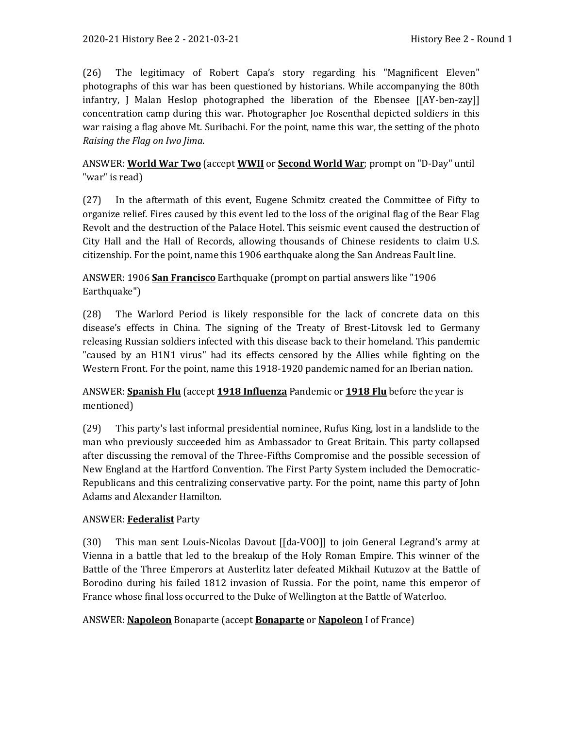(26) The legitimacy of Robert Capa's story regarding his "Magnificent Eleven" photographs of this war has been questioned by historians. While accompanying the 80th infantry, J Malan Heslop photographed the liberation of the Ebensee [[AY-ben-zay]] concentration camp during this war. Photographer Joe Rosenthal depicted soldiers in this war raising a flag above Mt. Suribachi. For the point, name this war, the setting of the photo *Raising the Flag on Iwo Jima*.

ANSWER: **World War Two** (accept **WWII** or **Second World War**; prompt on "D-Day" until "war" is read)

(27) In the aftermath of this event, Eugene Schmitz created the Committee of Fifty to organize relief. Fires caused by this event led to the loss of the original flag of the Bear Flag Revolt and the destruction of the Palace Hotel. This seismic event caused the destruction of City Hall and the Hall of Records, allowing thousands of Chinese residents to claim U.S. citizenship. For the point, name this 1906 earthquake along the San Andreas Fault line.

ANSWER: 1906 **San Francisco** Earthquake (prompt on partial answers like "1906 Earthquake")

(28) The Warlord Period is likely responsible for the lack of concrete data on this disease's effects in China. The signing of the Treaty of Brest-Litovsk led to Germany releasing Russian soldiers infected with this disease back to their homeland. This pandemic "caused by an H1N1 virus" had its effects censored by the Allies while fighting on the Western Front. For the point, name this 1918-1920 pandemic named for an Iberian nation.

ANSWER: **Spanish Flu** (accept **1918 Influenza** Pandemic or **1918 Flu** before the year is mentioned)

(29) This party's last informal presidential nominee, Rufus King, lost in a landslide to the man who previously succeeded him as Ambassador to Great Britain. This party collapsed after discussing the removal of the Three-Fifths Compromise and the possible secession of New England at the Hartford Convention. The First Party System included the Democratic-Republicans and this centralizing conservative party. For the point, name this party of John Adams and Alexander Hamilton.

ANSWER: **Federalist** Party

(30) This man sent Louis-Nicolas Davout [[da-VOO]] to join General Legrand's army at Vienna in a battle that led to the breakup of the Holy Roman Empire. This winner of the Battle of the Three Emperors at Austerlitz later defeated Mikhail Kutuzov at the Battle of Borodino during his failed 1812 invasion of Russia. For the point, name this emperor of France whose final loss occurred to the Duke of Wellington at the Battle of Waterloo.

ANSWER: **Napoleon** Bonaparte (accept **Bonaparte** or **Napoleon** I of France)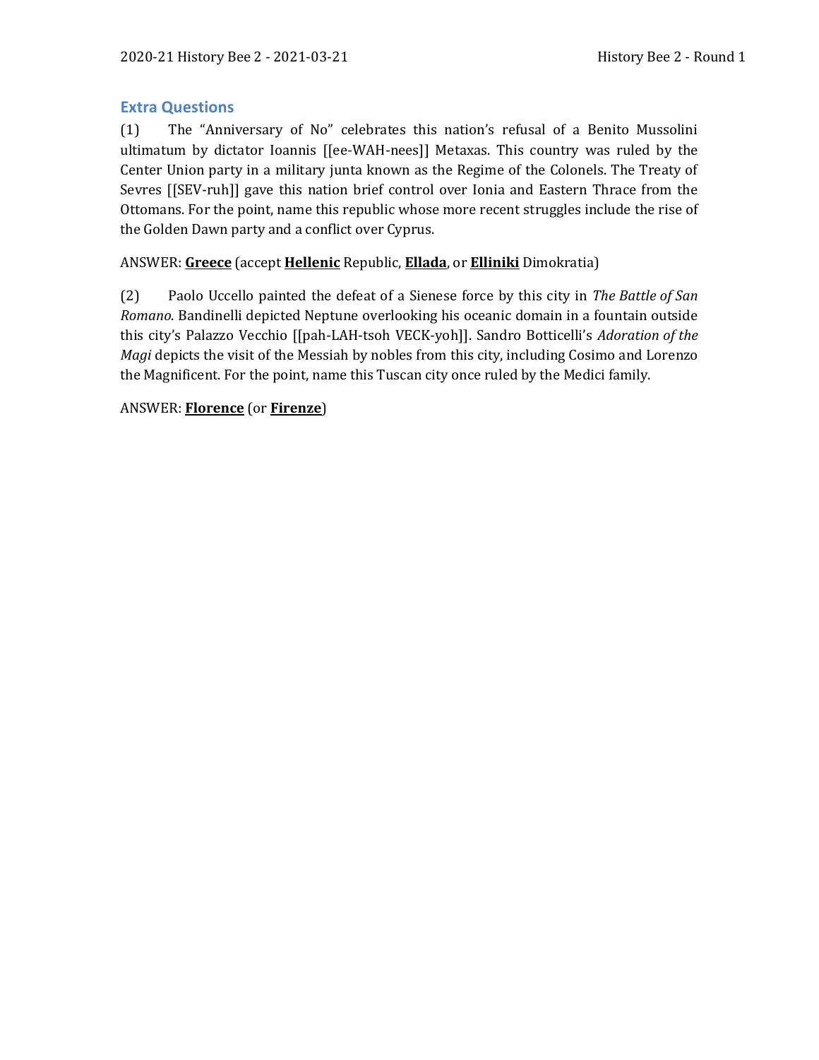## Extra Questions

(1) The "Anniversary of No" celebrates this nation's refusal of a Benito Mussolini ultimatum by dictator Ioannis [[ee-WAH-nees]] Metaxas. This country was ruled by the Center Union party in a military junta known as the Regime of the Colonels. The Treaty of Sevres [[SEV-ruh]] gave this nation brief control over Ionia and Eastern Thrace from the Ottomans. For the point, name this republic whose more recent struggles include the rise of the Golden Dawn party and a conflict over Cyprus.

ANSWER: **Greece** (accept **Hellenic** Republic, **Ellada**, or **Elliniki** Dimokratia)

(2) Paolo Uccello painted the defeat of a Sienese force by this city in *The Battle of San Romano*. Bandinelli depicted Neptune overlooking his oceanic domain in a fountain outside this city's Palazzo Vecchio [[pah-LAH-tsoh VECK-yoh]]. Sandro Botticelli's *Adoration of the Magi* depicts the visit of the Messiah by nobles from this city, including Cosimo and Lorenzo the Magnificent. For the point, name this Tuscan city once ruled by the Medici family.

ANSWER: **Florence** (or **Firenze**)